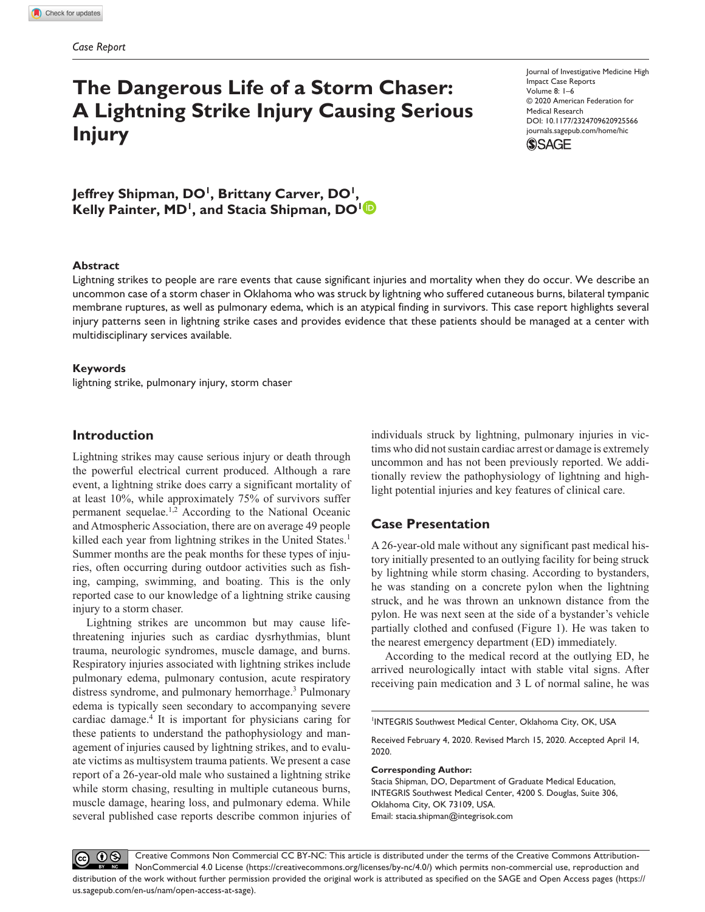*Case Report*

# The Dangerous Life of a Storm Chaser: A Lightning Strike Injury Causing Serious Injury

Journal of Investigative Medicine High Impact Case Reports
Volume 8: 1–6
© 2020 American Federation for Medical Research
DOI: 10.1177/2324709620925566
journals.sagepub.com/home/hic

**Jeffrey Shipman, DO[1], Brittany Carver, DO[1], Kelly Painter, MD[1], and Stacia Shipman, DO[1]**

### Abstract

Lightning strikes to people are rare events that cause significant injuries and mortality when they do occur. We describe an uncommon case of a storm chaser in Oklahoma who was struck by lightning who suffered cutaneous burns, bilateral tympanic membrane ruptures, as well as pulmonary edema, which is an atypical finding in survivors. This case report highlights several injury patterns seen in lightning strike cases and provides evidence that these patients should be managed at a center with multidisciplinary services available.

### Keywords

lightning strike, pulmonary injury, storm chaser

## Introduction

Lightning strikes may cause serious injury or death through the powerful electrical current produced. Although a rare event, a lightning strike does carry a significant mortality of at least 10%, while approximately 75% of survivors suffer permanent sequelae.[1,2] According to the National Oceanic and Atmospheric Association, there are on average 49 people killed each year from lightning strikes in the United States.[1] Summer months are the peak months for these types of injuries, often occurring during outdoor activities such as fishing, camping, swimming, and boating. This is the only reported case to our knowledge of a lightning strike causing injury to a storm chaser.

Lightning strikes are uncommon but may cause life-threatening injuries such as cardiac dysrhythmias, blunt trauma, neurologic syndromes, muscle damage, and burns. Respiratory injuries associated with lightning strikes include pulmonary edema, pulmonary contusion, acute respiratory distress syndrome, and pulmonary hemorrhage.[3] Pulmonary edema is typically seen secondary to accompanying severe cardiac damage.[4] It is important for physicians caring for these patients to understand the pathophysiology and management of injuries caused by lightning strikes, and to evaluate victims as multisystem trauma patients. We present a case report of a 26-year-old male who sustained a lightning strike while storm chasing, resulting in multiple cutaneous burns, muscle damage, hearing loss, and pulmonary edema. While several published case reports describe common injuries of individuals struck by lightning, pulmonary injuries in victims who did not sustain cardiac arrest or damage is extremely uncommon and has not been previously reported. We additionally review the pathophysiology of lightning and highlight potential injuries and key features of clinical care.

## Case Presentation

A 26-year-old male without any significant past medical history initially presented to an outlying facility for being struck by lightning while storm chasing. According to bystanders, he was standing on a concrete pylon when the lightning struck, and he was thrown an unknown distance from the pylon. He was next seen at the side of a bystander's vehicle partially clothed and confused (Figure 1). He was taken to the nearest emergency department (ED) immediately.

According to the medical record at the outlying ED, he arrived neurologically intact with stable vital signs. After receiving pain medication and 3 L of normal saline, he was

[1]INTEGRIS Southwest Medical Center, Oklahoma City, OK, USA

Received February 4, 2020. Revised March 15, 2020. Accepted April 14, 2020.

**Corresponding Author:**
Stacia Shipman, DO, Department of Graduate Medical Education, INTEGRIS Southwest Medical Center, 4200 S. Douglas, Suite 306, Oklahoma City, OK 73109, USA.
Email: stacia.shipman@integrisok.com

Creative Commons Non Commercial CC BY-NC: This article is distributed under the terms of the Creative Commons Attribution-NonCommercial 4.0 License (https://creativecommons.org/licenses/by-nc/4.0/) which permits non-commercial use, reproduction and distribution of the work without further permission provided the original work is attributed as specified on the SAGE and Open Access pages (https://us.sagepub.com/en-us/nam/open-access-at-sage).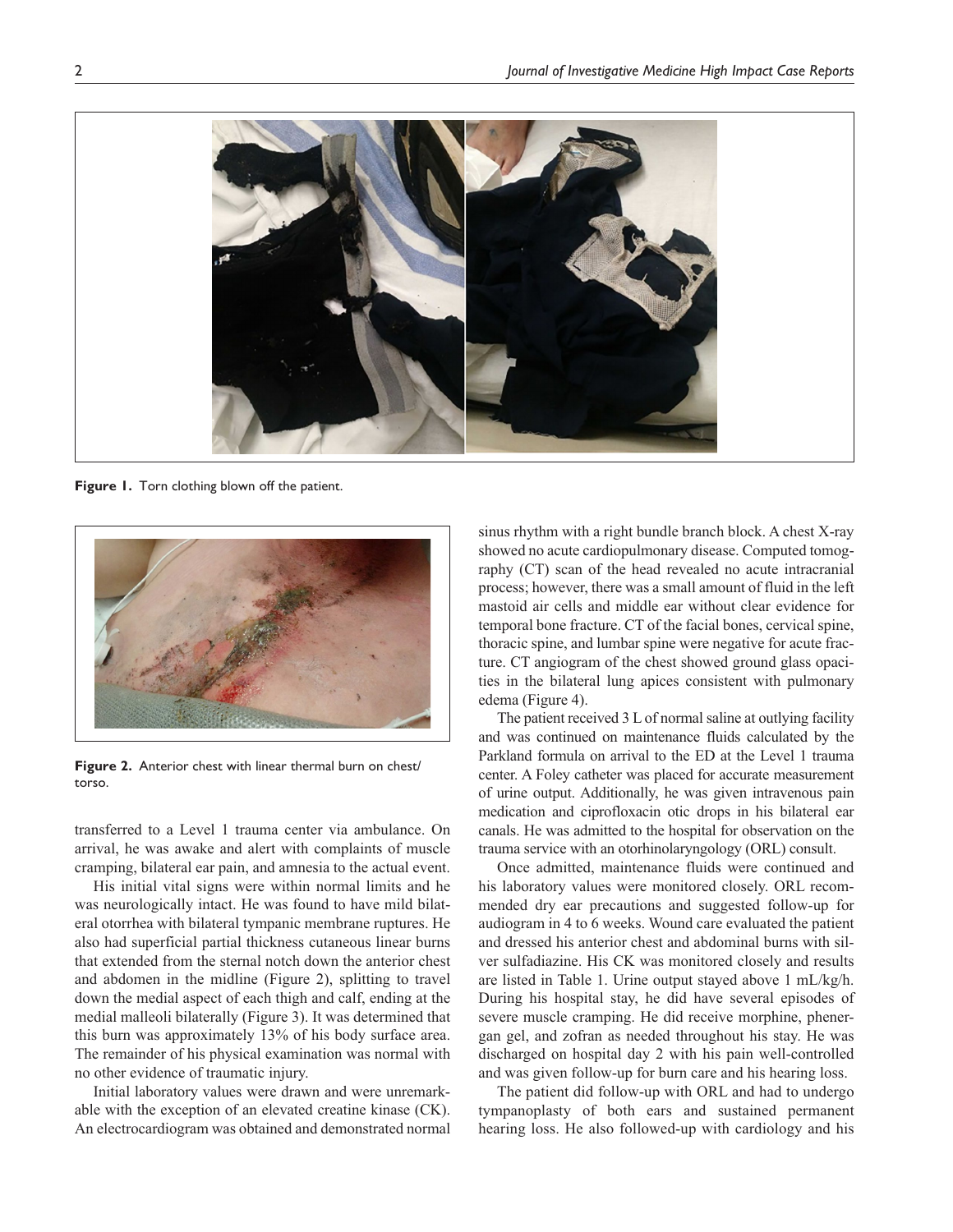Figure 1. Torn clothing blown off the patient.

Figure 2. Anterior chest with linear thermal burn on chest/torso.

transferred to a Level 1 trauma center via ambulance. On arrival, he was awake and alert with complaints of muscle cramping, bilateral ear pain, and amnesia to the actual event.

His initial vital signs were within normal limits and he was neurologically intact. He was found to have mild bilateral otorrhea with bilateral tympanic membrane ruptures. He also had superficial partial thickness cutaneous linear burns that extended from the sternal notch down the anterior chest and abdomen in the midline (Figure 2), splitting to travel down the medial aspect of each thigh and calf, ending at the medial malleoli bilaterally (Figure 3). It was determined that this burn was approximately 13% of his body surface area. The remainder of his physical examination was normal with no other evidence of traumatic injury.

Initial laboratory values were drawn and were unremarkable with the exception of an elevated creatine kinase (CK). An electrocardiogram was obtained and demonstrated normal sinus rhythm with a right bundle branch block. A chest X-ray showed no acute cardiopulmonary disease. Computed tomography (CT) scan of the head revealed no acute intracranial process; however, there was a small amount of fluid in the left mastoid air cells and middle ear without clear evidence for temporal bone fracture. CT of the facial bones, cervical spine, thoracic spine, and lumbar spine were negative for acute fracture. CT angiogram of the chest showed ground glass opacities in the bilateral lung apices consistent with pulmonary edema (Figure 4).

The patient received 3 L of normal saline at outlying facility and was continued on maintenance fluids calculated by the Parkland formula on arrival to the ED at the Level 1 trauma center. A Foley catheter was placed for accurate measurement of urine output. Additionally, he was given intravenous pain medication and ciprofloxacin otic drops in his bilateral ear canals. He was admitted to the hospital for observation on the trauma service with an otorhinolaryngology (ORL) consult.

Once admitted, maintenance fluids were continued and his laboratory values were monitored closely. ORL recommended dry ear precautions and suggested follow-up for audiogram in 4 to 6 weeks. Wound care evaluated the patient and dressed his anterior chest and abdominal burns with silver sulfadiazine. His CK was monitored closely and results are listed in Table 1. Urine output stayed above 1 mL/kg/h. During his hospital stay, he did have several episodes of severe muscle cramping. He did receive morphine, phenergan gel, and zofran as needed throughout his stay. He was discharged on hospital day 2 with his pain well-controlled and was given follow-up for burn care and his hearing loss.

The patient did follow-up with ORL and had to undergo tympanoplasty of both ears and sustained permanent hearing loss. He also followed-up with cardiology and his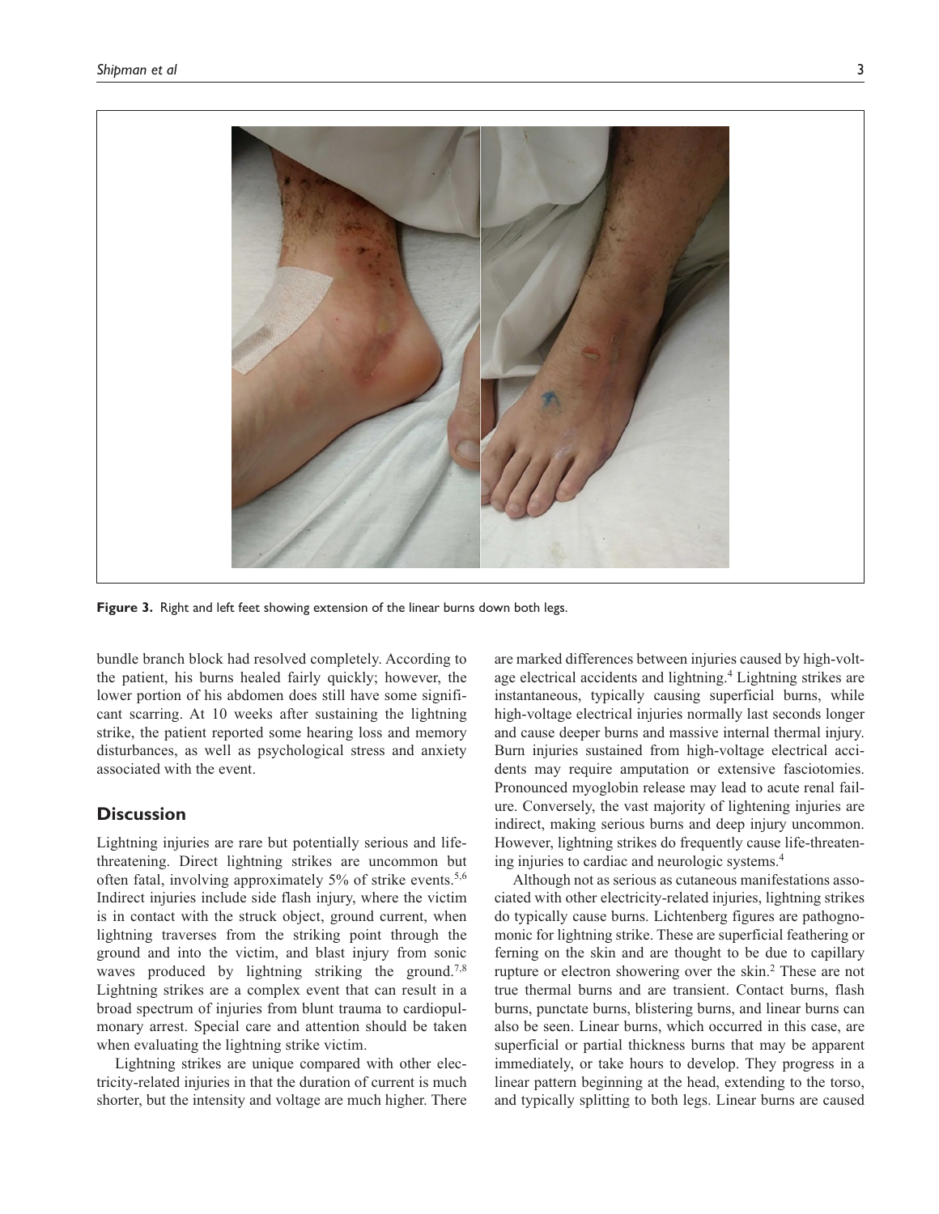**Figure 3.** Right and left feet showing extension of the linear burns down both legs.

bundle branch block had resolved completely. According to the patient, his burns healed fairly quickly; however, the lower portion of his abdomen does still have some significant scarring. At 10 weeks after sustaining the lightning strike, the patient reported some hearing loss and memory disturbances, as well as psychological stress and anxiety associated with the event.

## Discussion

Lightning injuries are rare but potentially serious and life-threatening. Direct lightning strikes are uncommon but often fatal, involving approximately 5% of strike events.[5,6] Indirect injuries include side flash injury, where the victim is in contact with the struck object, ground current, when lightning traverses from the striking point through the ground and into the victim, and blast injury from sonic waves produced by lightning striking the ground.[7,8] Lightning strikes are a complex event that can result in a broad spectrum of injuries from blunt trauma to cardiopulmonary arrest. Special care and attention should be taken when evaluating the lightning strike victim.

Lightning strikes are unique compared with other electricity-related injuries in that the duration of current is much shorter, but the intensity and voltage are much higher. There are marked differences between injuries caused by high-voltage electrical accidents and lightning.[4] Lightning strikes are instantaneous, typically causing superficial burns, while high-voltage electrical injuries normally last seconds longer and cause deeper burns and massive internal thermal injury. Burn injuries sustained from high-voltage electrical accidents may require amputation or extensive fasciotomies. Pronounced myoglobin release may lead to acute renal failure. Conversely, the vast majority of lightening injuries are indirect, making serious burns and deep injury uncommon. However, lightning strikes do frequently cause life-threatening injuries to cardiac and neurologic systems.[4]

Although not as serious as cutaneous manifestations associated with other electricity-related injuries, lightning strikes do typically cause burns. Lichtenberg figures are pathognomonic for lightning strike. These are superficial feathering or ferning on the skin and are thought to be due to capillary rupture or electron showering over the skin.[2] These are not true thermal burns and are transient. Contact burns, flash burns, punctate burns, blistering burns, and linear burns can also be seen. Linear burns, which occurred in this case, are superficial or partial thickness burns that may be apparent immediately, or take hours to develop. They progress in a linear pattern beginning at the head, extending to the torso, and typically splitting to both legs. Linear burns are caused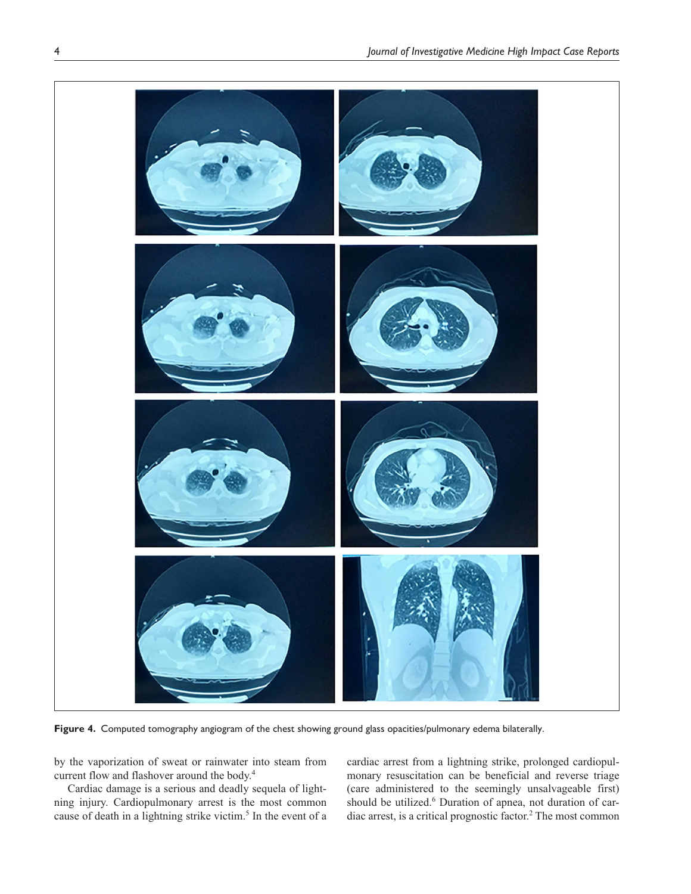**Figure 4.** Computed tomography angiogram of the chest showing ground glass opacities/pulmonary edema bilaterally.

by the vaporization of sweat or rainwater into steam from current flow and flashover around the body.[4]

Cardiac damage is a serious and deadly sequela of lightning injury. Cardiopulmonary arrest is the most common cause of death in a lightning strike victim.[5] In the event of a cardiac arrest from a lightning strike, prolonged cardiopulmonary resuscitation can be beneficial and reverse triage (care administered to the seemingly unsalvageable first) should be utilized.[6] Duration of apnea, not duration of cardiac arrest, is a critical prognostic factor.[2] The most common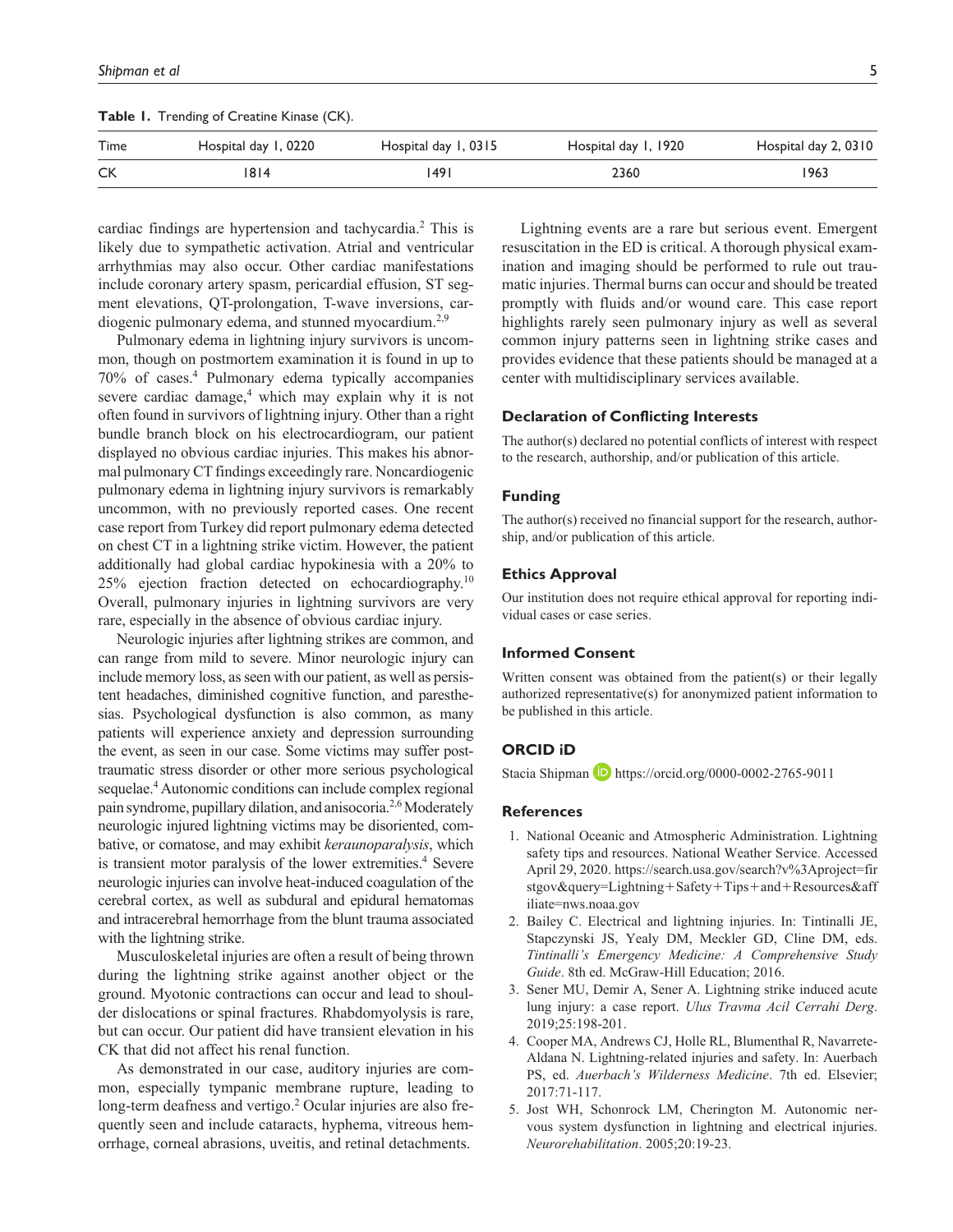**Table 1.** Trending of Creatine Kinase (CK).

| Time | Hospital day 1, 0220 | Hospital day 1, 0315 | Hospital day 1, 1920 | Hospital day 2, 0310 |
|---|---|---|---|---|
| CK | 1814 | 1491 | 2360 | 1963 |

cardiac findings are hypertension and tachycardia.[2] This is likely due to sympathetic activation. Atrial and ventricular arrhythmias may also occur. Other cardiac manifestations include coronary artery spasm, pericardial effusion, ST segment elevations, QT-prolongation, T-wave inversions, cardiogenic pulmonary edema, and stunned myocardium.[2,9]

Pulmonary edema in lightning injury survivors is uncommon, though on postmortem examination it is found in up to 70% of cases.[4] Pulmonary edema typically accompanies severe cardiac damage,[4] which may explain why it is not often found in survivors of lightning injury. Other than a right bundle branch block on his electrocardiogram, our patient displayed no obvious cardiac injuries. This makes his abnormal pulmonary CT findings exceedingly rare. Noncardiogenic pulmonary edema in lightning injury survivors is remarkably uncommon, with no previously reported cases. One recent case report from Turkey did report pulmonary edema detected on chest CT in a lightning strike victim. However, the patient additionally had global cardiac hypokinesia with a 20% to 25% ejection fraction detected on echocardiography.[10] Overall, pulmonary injuries in lightning survivors are very rare, especially in the absence of obvious cardiac injury.

Neurologic injuries after lightning strikes are common, and can range from mild to severe. Minor neurologic injury can include memory loss, as seen with our patient, as well as persistent headaches, diminished cognitive function, and paresthesias. Psychological dysfunction is also common, as many patients will experience anxiety and depression surrounding the event, as seen in our case. Some victims may suffer post-traumatic stress disorder or other more serious psychological sequelae.[4] Autonomic conditions can include complex regional pain syndrome, pupillary dilation, and anisocoria.[2,6] Moderately neurologic injured lightning victims may be disoriented, combative, or comatose, and may exhibit *keraunoparalysis*, which is transient motor paralysis of the lower extremities.[4] Severe neurologic injuries can involve heat-induced coagulation of the cerebral cortex, as well as subdural and epidural hematomas and intracerebral hemorrhage from the blunt trauma associated with the lightning strike.

Musculoskeletal injuries are often a result of being thrown during the lightning strike against another object or the ground. Myotonic contractions can occur and lead to shoulder dislocations or spinal fractures. Rhabdomyolysis is rare, but can occur. Our patient did have transient elevation in his CK that did not affect his renal function.

As demonstrated in our case, auditory injuries are common, especially tympanic membrane rupture, leading to long-term deafness and vertigo.[2] Ocular injuries are also frequently seen and include cataracts, hyphema, vitreous hemorrhage, corneal abrasions, uveitis, and retinal detachments.

Lightning events are a rare but serious event. Emergent resuscitation in the ED is critical. A thorough physical examination and imaging should be performed to rule out traumatic injuries. Thermal burns can occur and should be treated promptly with fluids and/or wound care. This case report highlights rarely seen pulmonary injury as well as several common injury patterns seen in lightning strike cases and provides evidence that these patients should be managed at a center with multidisciplinary services available.

## Declaration of Conflicting Interests

The author(s) declared no potential conflicts of interest with respect to the research, authorship, and/or publication of this article.

## Funding

The author(s) received no financial support for the research, authorship, and/or publication of this article.

## Ethics Approval

Our institution does not require ethical approval for reporting individual cases or case series.

## Informed Consent

Written consent was obtained from the patient(s) or their legally authorized representative(s) for anonymized patient information to be published in this article.

## ORCID iD

Stacia Shipman https://orcid.org/0000-0002-2765-9011

## References

1. National Oceanic and Atmospheric Administration. Lightning safety tips and resources. National Weather Service. Accessed April 29, 2020. https://search.usa.gov/search?v%3Aproject=firstgov&query=Lightning+Safety+Tips+and+Resources&affiliate=nws.noaa.gov
2. Bailey C. Electrical and lightning injuries. In: Tintinalli JE, Stapczynski JS, Yealy DM, Meckler GD, Cline DM, eds. *Tintinalli's Emergency Medicine: A Comprehensive Study Guide*. 8th ed. McGraw-Hill Education; 2016.
3. Sener MU, Demir A, Sener A. Lightning strike induced acute lung injury: a case report. *Ulus Travma Acil Cerrahi Derg*. 2019;25:198-201.
4. Cooper MA, Andrews CJ, Holle RL, Blumenthal R, Navarrete-Aldana N. Lightning-related injuries and safety. In: Auerbach PS, ed. *Auerbach's Wilderness Medicine*. 7th ed. Elsevier; 2017:71-117.
5. Jost WH, Schonrock LM, Cherington M. Autonomic nervous system dysfunction in lightning and electrical injuries. *Neurorehabilitation*. 2005;20:19-23.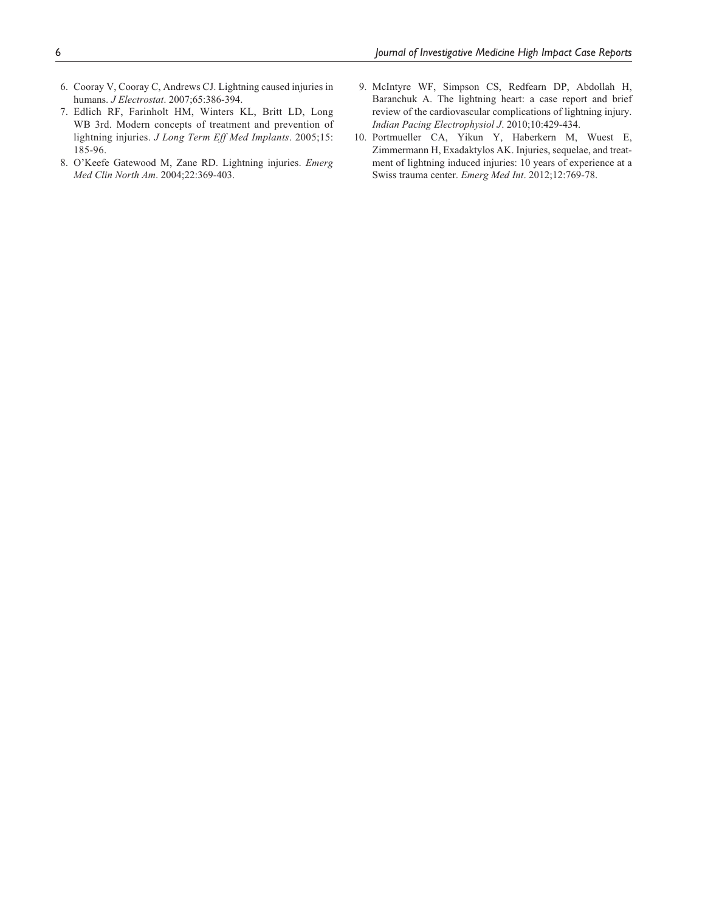6. Cooray V, Cooray C, Andrews CJ. Lightning caused injuries in humans. *J Electrostat*. 2007;65:386-394.
7. Edlich RF, Farinholt HM, Winters KL, Britt LD, Long WB 3rd. Modern concepts of treatment and prevention of lightning injuries. *J Long Term Eff Med Implants*. 2005;15:185-96.
8. O'Keefe Gatewood M, Zane RD. Lightning injuries. *Emerg Med Clin North Am*. 2004;22:369-403.
9. McIntyre WF, Simpson CS, Redfearn DP, Abdollah H, Baranchuk A. The lightning heart: a case report and brief review of the cardiovascular complications of lightning injury. *Indian Pacing Electrophysiol J*. 2010;10:429-434.
10. Portmueller CA, Yikun Y, Haberkern M, Wuest E, Zimmermann H, Exadaktylos AK. Injuries, sequelae, and treatment of lightning induced injuries: 10 years of experience at a Swiss trauma center. *Emerg Med Int*. 2012;12:769-78.